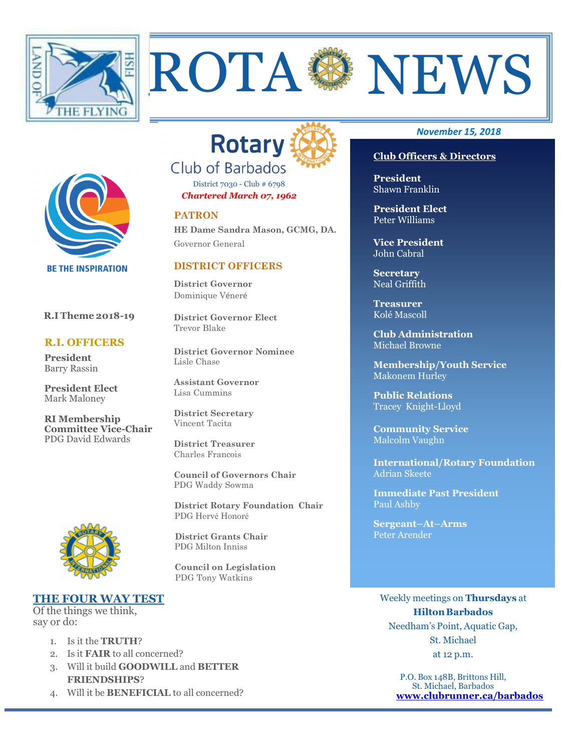# ROTA NEWS

*November 15, 2018*

## Rotary Club of Barbados

District 7030 - Club # 6798

*Chartered March 07, 1962*

BE THE INSPIRATION

**R.I Theme 2018-19**

### R.I. OFFICERS

**President**
Barry Rassin

**President Elect**
Mark Maloney

**RI Membership Committee Vice-Chair**
PDG David Edwards

### PATRON

**HE Dame Sandra Mason, GCMG, DA.**
Governor General

### DISTRICT OFFICERS

**District Governor**
Dominique Véneré

**District Governor Elect**
Trevor Blake

**District Governor Nominee**
Lisle Chase

**Assistant Governor**
Lisa Cummins

**District Secretary**
Vincent Tacita

**District Treasurer**
Charles Francois

**Council of Governors Chair**
PDG Waddy Sowma

**District Rotary Foundation Chair**
PDG Hervé Honoré

**District Grants Chair**
PDG Milton Inniss

**Council on Legislation**
PDG Tony Watkins

### Club Officers & Directors

**President**
Shawn Franklin

**President Elect**
Peter Williams

**Vice President**
John Cabral

**Secretary**
Neal Griffith

**Treasurer**
Kolé Mascoll

**Club Administration**
Michael Browne

**Membership/Youth Service**
Makonem Hurley

**Public Relations**
Tracey Knight-Lloyd

**Community Service**
Malcolm Vaughn

**International/Rotary Foundation**
Adrian Skeete

**Immediate Past President**
Paul Ashby

**Sergeant–At–Arms**
Peter Arender

### THE FOUR WAY TEST

Of the things we think, say or do:

1. Is it the **TRUTH**?
2. Is it **FAIR** to all concerned?
3. Will it build **GOODWILL** and **BETTER FRIENDSHIPS**?
4. Will it be **BENEFICIAL** to all concerned?

Weekly meetings on **Thursdays** at **Hilton Barbados** Needham's Point, Aquatic Gap, St. Michael at 12 p.m.

P.O. Box 148B, Brittons Hill, St. Michael, Barbados
**www.clubrunner.ca/barbados**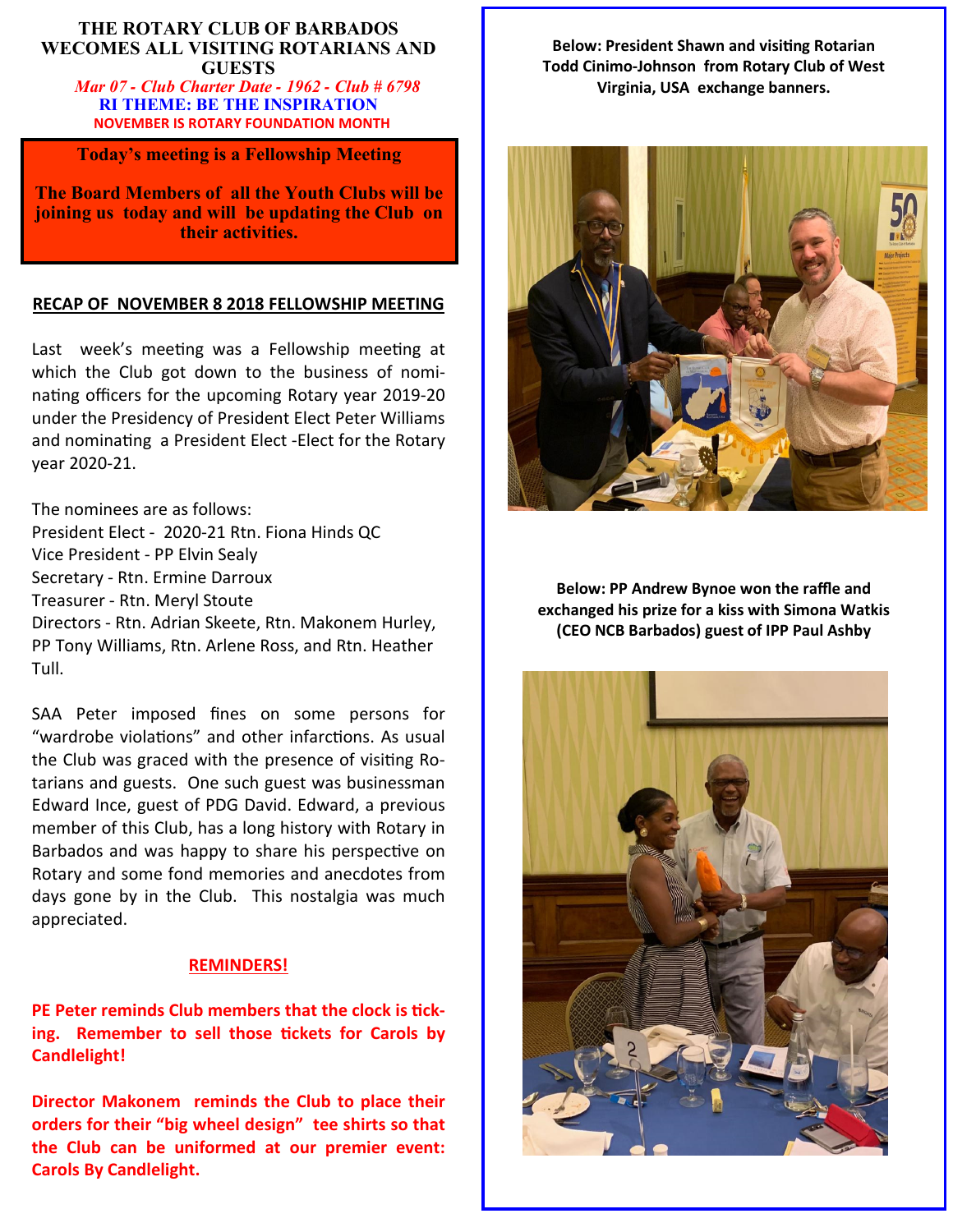**THE ROTARY CLUB OF BARBADOS WECOMES ALL VISITING ROTARIANS AND GUESTS**

*Mar 07 - Club Charter Date - 1962 - Club # 6798*

**RI THEME: BE THE INSPIRATION**

**NOVEMBER IS ROTARY FOUNDATION MONTH**

**Today's meeting is a Fellowship Meeting**

**The Board Members of all the Youth Clubs will be joining us today and will be updating the Club on their activities.**

## RECAP OF NOVEMBER 8 2018 FELLOWSHIP MEETING

Last week's meeting was a Fellowship meeting at which the Club got down to the business of nominating officers for the upcoming Rotary year 2019-20 under the Presidency of President Elect Peter Williams and nominating a President Elect -Elect for the Rotary year 2020-21.

The nominees are as follows:
President Elect - 2020-21 Rtn. Fiona Hinds QC
Vice President - PP Elvin Sealy
Secretary - Rtn. Ermine Darroux
Treasurer - Rtn. Meryl Stoute
Directors - Rtn. Adrian Skeete, Rtn. Makonem Hurley, PP Tony Williams, Rtn. Arlene Ross, and Rtn. Heather Tull.

SAA Peter imposed fines on some persons for "wardrobe violations" and other infractions. As usual the Club was graced with the presence of visiting Rotarians and guests. One such guest was businessman Edward Ince, guest of PDG David. Edward, a previous member of this Club, has a long history with Rotary in Barbados and was happy to share his perspective on Rotary and some fond memories and anecdotes from days gone by in the Club. This nostalgia was much appreciated.

**REMINDERS!**

**PE Peter reminds Club members that the clock is ticking. Remember to sell those tickets for Carols by Candlelight!**

**Director Makonem reminds the Club to place their orders for their "big wheel design" tee shirts so that the Club can be uniformed at our premier event: Carols By Candlelight.**

**Below: President Shawn and visiting Rotarian Todd Cinimo-Johnson from Rotary Club of West Virginia, USA exchange banners.**

**Below: PP Andrew Bynoe won the raffle and exchanged his prize for a kiss with Simona Watkis (CEO NCB Barbados) guest of IPP Paul Ashby**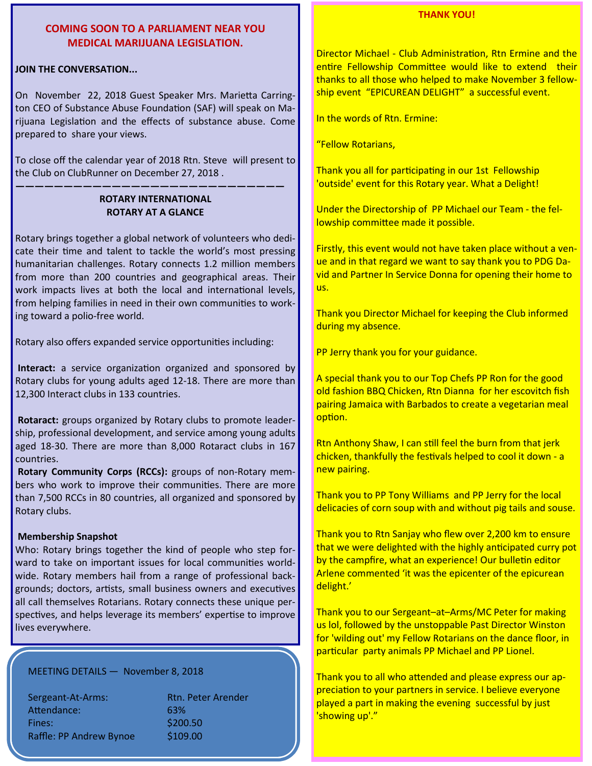## COMING SOON TO A PARLIAMENT NEAR YOU MEDICAL MARIJUANA LEGISLATION.

**JOIN THE CONVERSATION...**

On November 22, 2018 Guest Speaker Mrs. Marietta Carrington CEO of Substance Abuse Foundation (SAF) will speak on Marijuana Legislation and the effects of substance abuse. Come prepared to share your views.

To close off the calendar year of 2018 Rtn. Steve will present to the Club on ClubRunner on December 27, 2018 .

---

### ROTARY INTERNATIONAL
### ROTARY AT A GLANCE

Rotary brings together a global network of volunteers who dedicate their time and talent to tackle the world's most pressing humanitarian challenges. Rotary connects 1.2 million members from more than 200 countries and geographical areas. Their work impacts lives at both the local and international levels, from helping families in need in their own communities to working toward a polio-free world.

Rotary also offers expanded service opportunities including:

**Interact:** a service organization organized and sponsored by Rotary clubs for young adults aged 12-18. There are more than 12,300 Interact clubs in 133 countries.

**Rotaract:** groups organized by Rotary clubs to promote leadership, professional development, and service among young adults aged 18-30. There are more than 8,000 Rotaract clubs in 167 countries.

**Rotary Community Corps (RCCs):** groups of non-Rotary members who work to improve their communities. There are more than 7,500 RCCs in 80 countries, all organized and sponsored by Rotary clubs.

**Membership Snapshot**

Who: Rotary brings together the kind of people who step forward to take on important issues for local communities worldwide. Rotary members hail from a range of professional backgrounds; doctors, artists, small business owners and executives all call themselves Rotarians. Rotary connects these unique perspectives, and helps leverage its members' expertise to improve lives everywhere.

MEETING DETAILS — November 8, 2018

| | |
|---|---|
| Sergeant-At-Arms: | Rtn. Peter Arender |
| Attendance: | 63% |
| Fines: | $200.50 |
| Raffle: PP Andrew Bynoe | $109.00 |

## THANK YOU!

Director Michael - Club Administration, Rtn Ermine and the entire Fellowship Committee would like to extend their thanks to all those who helped to make November 3 fellowship event "EPICUREAN DELIGHT" a successful event.

In the words of Rtn. Ermine:

"Fellow Rotarians,

Thank you all for participating in our 1st Fellowship 'outside' event for this Rotary year. What a Delight!

Under the Directorship of PP Michael our Team - the fellowship committee made it possible.

Firstly, this event would not have taken place without a venue and in that regard we want to say thank you to PDG David and Partner In Service Donna for opening their home to us.

Thank you Director Michael for keeping the Club informed during my absence.

PP Jerry thank you for your guidance.

A special thank you to our Top Chefs PP Ron for the good old fashion BBQ Chicken, Rtn Dianna for her escovitch fish pairing Jamaica with Barbados to create a vegetarian meal option.

Rtn Anthony Shaw, I can still feel the burn from that jerk chicken, thankfully the festivals helped to cool it down - a new pairing.

Thank you to PP Tony Williams and PP Jerry for the local delicacies of corn soup with and without pig tails and souse.

Thank you to Rtn Sanjay who flew over 2,200 km to ensure that we were delighted with the highly anticipated curry pot by the campfire, what an experience! Our bulletin editor Arlene commented 'it was the epicenter of the epicurean delight.'

Thank you to our Sergeant–at–Arms/MC Peter for making us lol, followed by the unstoppable Past Director Winston for 'wilding out' my Fellow Rotarians on the dance floor, in particular party animals PP Michael and PP Lionel.

Thank you to all who attended and please express our appreciation to your partners in service. I believe everyone played a part in making the evening successful by just 'showing up'."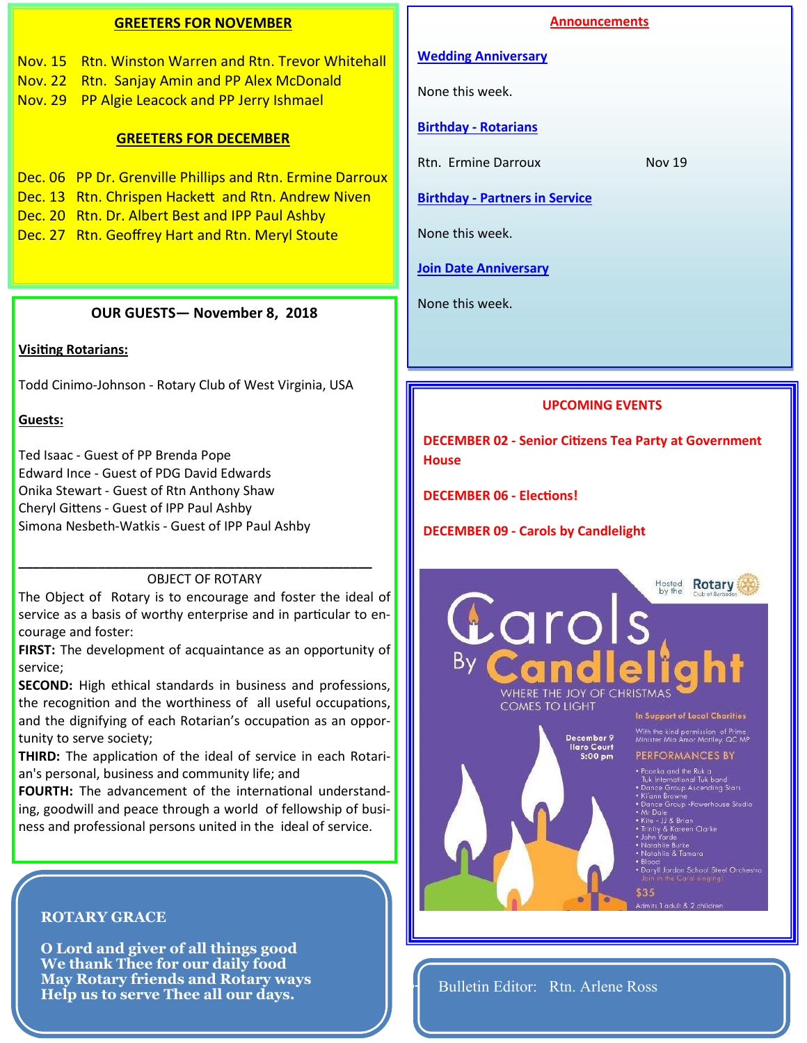## GREETERS FOR NOVEMBER

Nov. 15 Rtn. Winston Warren and Rtn. Trevor Whitehall
Nov. 22 Rtn. Sanjay Amin and PP Alex McDonald
Nov. 29 PP Algie Leacock and PP Jerry Ishmael

## GREETERS FOR DECEMBER

Dec. 06 PP Dr. Grenville Phillips and Rtn. Ermine Darroux
Dec. 13 Rtn. Chrispen Hackett and Rtn. Andrew Niven
Dec. 20 Rtn. Dr. Albert Best and IPP Paul Ashby
Dec. 27 Rtn. Geoffrey Hart and Rtn. Meryl Stoute

## OUR GUESTS— November 8, 2018

**Visiting Rotarians:**

Todd Cinimo-Johnson - Rotary Club of West Virginia, USA

**Guests:**

Ted Isaac - Guest of PP Brenda Pope
Edward Ince - Guest of PDG David Edwards
Onika Stewart - Guest of Rtn Anthony Shaw
Cheryl Gittens - Guest of IPP Paul Ashby
Simona Nesbeth-Watkis - Guest of IPP Paul Ashby

---

### OBJECT OF ROTARY

The Object of Rotary is to encourage and foster the ideal of service as a basis of worthy enterprise and in particular to encourage and foster:

**FIRST:** The development of acquaintance as an opportunity of service;

**SECOND:** High ethical standards in business and professions, the recognition and the worthiness of all useful occupations, and the dignifying of each Rotarian's occupation as an opportunity to serve society;

**THIRD:** The application of the ideal of service in each Rotarian's personal, business and community life; and

**FOURTH:** The advancement of the international understanding, goodwill and peace through a world of fellowship of business and professional persons united in the ideal of service.

### ROTARY GRACE

**O Lord and giver of all things good
We thank Thee for our daily food
May Rotary friends and Rotary ways
Help us to serve Thee all our days.**

## Announcements

**Wedding Anniversary**

None this week.

**Birthday - Rotarians**

Rtn. Ermine Darroux Nov 19

**Birthday - Partners in Service**

None this week.

**Join Date Anniversary**

None this week.

## UPCOMING EVENTS

**DECEMBER 02 - Senior Citizens Tea Party at Government House**

**DECEMBER 06 - Elections!**

**DECEMBER 09 - Carols by Candlelight**

Hosted by the Rotary Club of Barbados

**Carols By Candlelight**

WHERE THE JOY OF CHRISTMAS COMES TO LIGHT

December 9
Ilaro Court
5:00 pm

In Support of Local Charities

With the kind permission of Prime Minister Mia Amor Mottley, QC MP

PERFORMANCES BY

- Poonka and the Ruk a Tuk International Tuk band
- Dance Group Ascending Stars
- Ki'ann Browne
- Dance Group -Powerhouse Studio
- Mr Dale
- Kite - JJ & Brian
- Trinity & Kareen Clarke
- John Yarde
- Natahlie Burke
- Natahlie & Tamara
- Blood
- Daryll Jordan School Steel Orchestra

Join in the Carol singing!

$35
Admits 1 adult & 2 children

Bulletin Editor: Rtn. Arlene Ross